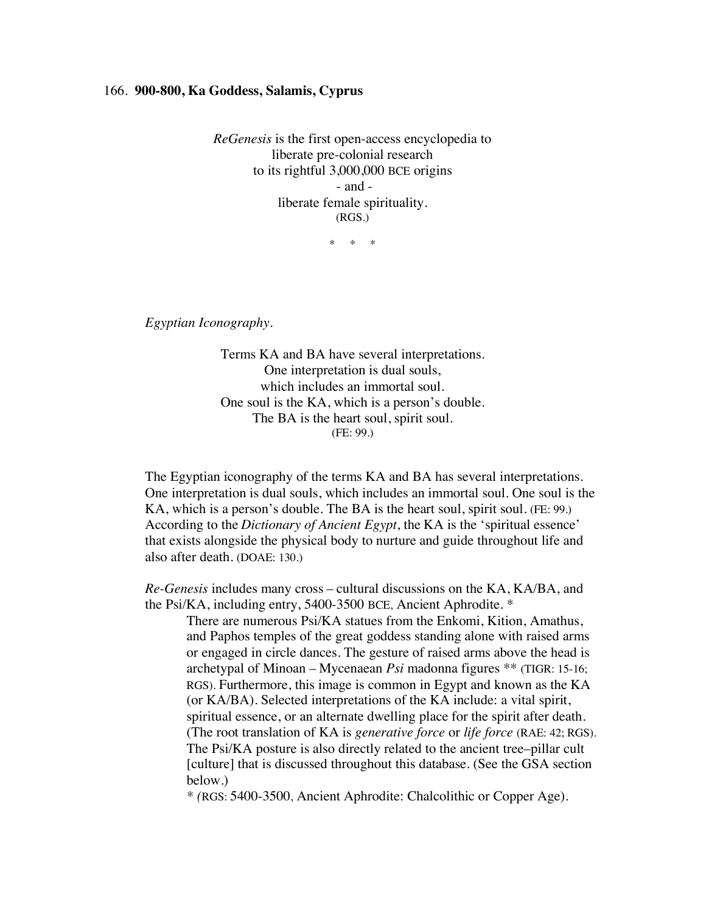166. **900-800, Ka Goddess, Salamis, Cyprus**

*ReGenesis* is the first open-access encyclopedia to
liberate pre-colonial research
to its rightful 3,000,000 BCE origins
- and -
liberate female spirituality.
(RGS.)

\* \* \*

*Egyptian Iconography*.

Terms KA and BA have several interpretations.
One interpretation is dual souls,
which includes an immortal soul.
One soul is the KA, which is a person's double.
The BA is the heart soul, spirit soul.
(FE: 99.)

The Egyptian iconography of the terms KA and BA has several interpretations. One interpretation is dual souls, which includes an immortal soul. One soul is the KA, which is a person's double. The BA is the heart soul, spirit soul. (FE: 99.) According to the *Dictionary of Ancient Egypt*, the KA is the 'spiritual essence' that exists alongside the physical body to nurture and guide throughout life and also after death. (DOAE: 130.)

*Re-Genesis* includes many cross – cultural discussions on the KA, KA/BA, and the Psi/KA, including entry, 5400-3500 BCE, Ancient Aphrodite. *

> There are numerous Psi/KA statues from the Enkomi, Kition, Amathus, and Paphos temples of the great goddess standing alone with raised arms or engaged in circle dances. The gesture of raised arms above the head is archetypal of Minoan – Mycenaean *Psi* madonna figures ** (TIGR: 15-16; RGS). Furthermore, this image is common in Egypt and known as the KA (or KA/BA). Selected interpretations of the KA include: a vital spirit, spiritual essence, or an alternate dwelling place for the spirit after death. (The root translation of KA is *generative force* or *life force* (RAE: 42; RGS). The Psi/KA posture is also directly related to the ancient tree–pillar cult [culture] that is discussed throughout this database. (See the GSA section below.)
>
> * (RGS: 5400-3500, Ancient Aphrodite: Chalcolithic or Copper Age).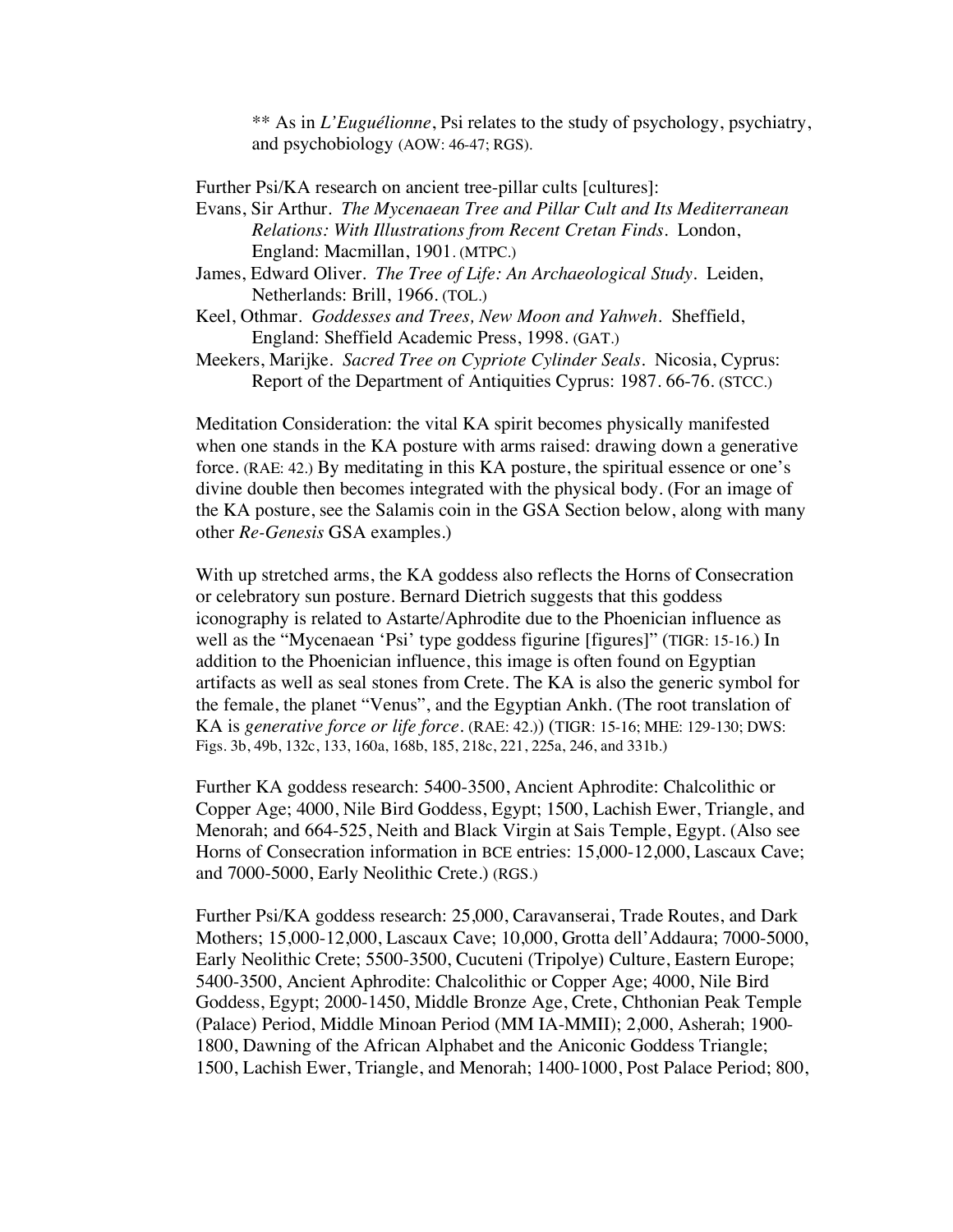** As in *L'Euguélionne*, Psi relates to the study of psychology, psychiatry, and psychobiology (AOW: 46-47; RGS).

Further Psi/KA research on ancient tree-pillar cults [cultures]:

Evans, Sir Arthur. *The Mycenaean Tree and Pillar Cult and Its Mediterranean Relations: With Illustrations from Recent Cretan Finds*. London, England: Macmillan, 1901. (MTPC.)

James, Edward Oliver. *The Tree of Life: An Archaeological Study*. Leiden, Netherlands: Brill, 1966. (TOL.)

Keel, Othmar. *Goddesses and Trees, New Moon and Yahweh*. Sheffield, England: Sheffield Academic Press, 1998. (GAT.)

Meekers, Marijke. *Sacred Tree on Cypriote Cylinder Seals*. Nicosia, Cyprus: Report of the Department of Antiquities Cyprus: 1987. 66-76. (STCC.)

Meditation Consideration: the vital KA spirit becomes physically manifested when one stands in the KA posture with arms raised: drawing down a generative force. (RAE: 42.) By meditating in this KA posture, the spiritual essence or one's divine double then becomes integrated with the physical body. (For an image of the KA posture, see the Salamis coin in the GSA Section below, along with many other *Re-Genesis* GSA examples.)

With up stretched arms, the KA goddess also reflects the Horns of Consecration or celebratory sun posture. Bernard Dietrich suggests that this goddess iconography is related to Astarte/Aphrodite due to the Phoenician influence as well as the "Mycenaean 'Psi' type goddess figurine [figures]" (TIGR: 15-16.) In addition to the Phoenician influence, this image is often found on Egyptian artifacts as well as seal stones from Crete. The KA is also the generic symbol for the female, the planet "Venus", and the Egyptian Ankh. (The root translation of KA is *generative force or life force*. (RAE: 42.)) (TIGR: 15-16; MHE: 129-130; DWS: Figs. 3b, 49b, 132c, 133, 160a, 168b, 185, 218c, 221, 225a, 246, and 331b.)

Further KA goddess research: 5400-3500, Ancient Aphrodite: Chalcolithic or Copper Age; 4000, Nile Bird Goddess, Egypt; 1500, Lachish Ewer, Triangle, and Menorah; and 664-525, Neith and Black Virgin at Sais Temple, Egypt. (Also see Horns of Consecration information in BCE entries: 15,000-12,000, Lascaux Cave; and 7000-5000, Early Neolithic Crete.) (RGS.)

Further Psi/KA goddess research: 25,000, Caravanserai, Trade Routes, and Dark Mothers; 15,000-12,000, Lascaux Cave; 10,000, Grotta dell'Addaura; 7000-5000, Early Neolithic Crete; 5500-3500, Cucuteni (Tripolye) Culture, Eastern Europe; 5400-3500, Ancient Aphrodite: Chalcolithic or Copper Age; 4000, Nile Bird Goddess, Egypt; 2000-1450, Middle Bronze Age, Crete, Chthonian Peak Temple (Palace) Period, Middle Minoan Period (MM IA-MMII); 2,000, Asherah; 1900-1800, Dawning of the African Alphabet and the Aniconic Goddess Triangle; 1500, Lachish Ewer, Triangle, and Menorah; 1400-1000, Post Palace Period; 800,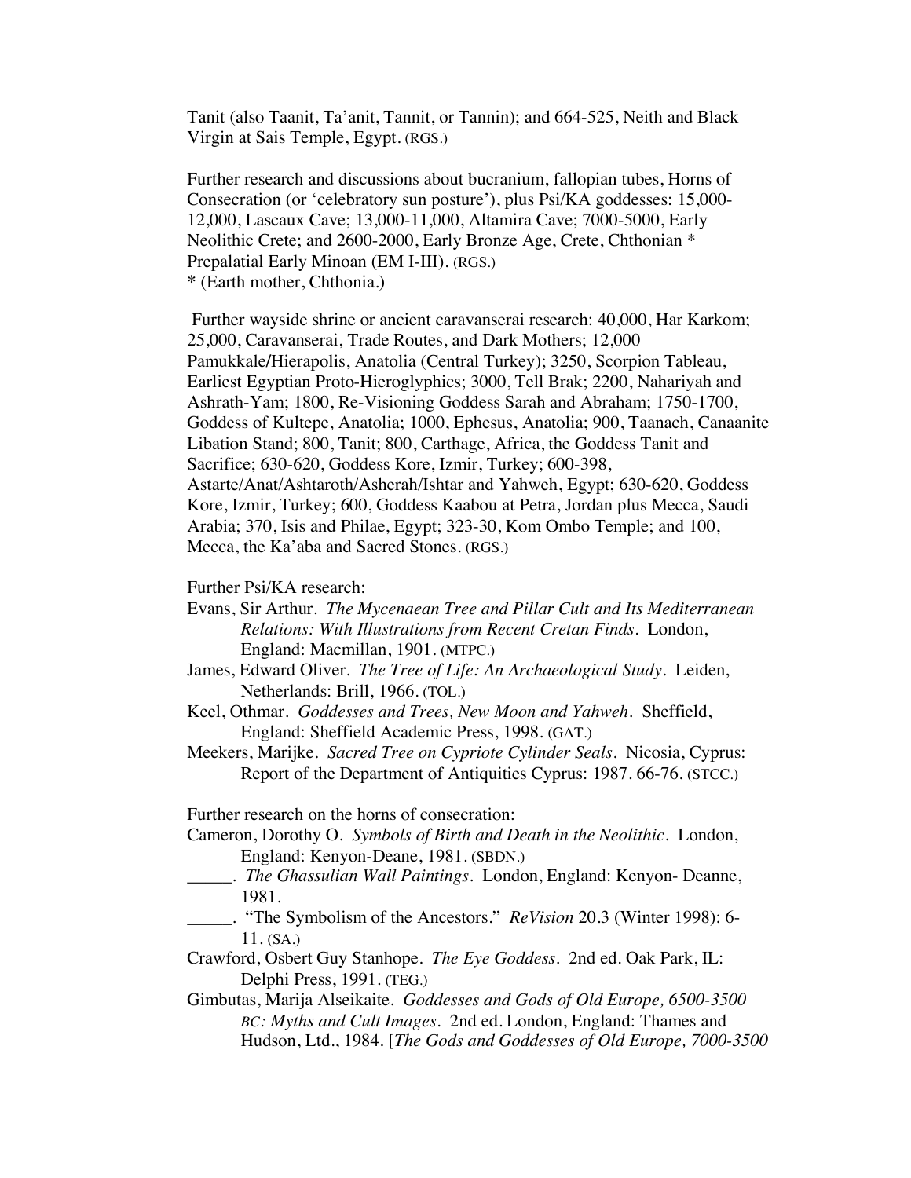Tanit (also Taanit, Ta'anit, Tannit, or Tannin); and 664-525, Neith and Black Virgin at Sais Temple, Egypt. (RGS.)

Further research and discussions about bucranium, fallopian tubes, Horns of Consecration (or 'celebratory sun posture'), plus Psi/KA goddesses: 15,000-12,000, Lascaux Cave; 13,000-11,000, Altamira Cave; 7000-5000, Early Neolithic Crete; and 2600-2000, Early Bronze Age, Crete, Chthonian * Prepalatial Early Minoan (EM I-III). (RGS.)
* (Earth mother, Chthonia.)

Further wayside shrine or ancient caravanserai research: 40,000, Har Karkom; 25,000, Caravanserai, Trade Routes, and Dark Mothers; 12,000 Pamukkale/Hierapolis, Anatolia (Central Turkey); 3250, Scorpion Tableau, Earliest Egyptian Proto-Hieroglyphics; 3000, Tell Brak; 2200, Nahariyah and Ashrath-Yam; 1800, Re-Visioning Goddess Sarah and Abraham; 1750-1700, Goddess of Kultepe, Anatolia; 1000, Ephesus, Anatolia; 900, Taanach, Canaanite Libation Stand; 800, Tanit; 800, Carthage, Africa, the Goddess Tanit and Sacrifice; 630-620, Goddess Kore, Izmir, Turkey; 600-398, Astarte/Anat/Ashtaroth/Asherah/Ishtar and Yahweh, Egypt; 630-620, Goddess Kore, Izmir, Turkey; 600, Goddess Kaabou at Petra, Jordan plus Mecca, Saudi Arabia; 370, Isis and Philae, Egypt; 323-30, Kom Ombo Temple; and 100, Mecca, the Ka'aba and Sacred Stones. (RGS.)

Further Psi/KA research:

Evans, Sir Arthur. *The Mycenaean Tree and Pillar Cult and Its Mediterranean Relations: With Illustrations from Recent Cretan Finds*. London, England: Macmillan, 1901. (MTPC.)

James, Edward Oliver. *The Tree of Life: An Archaeological Study*. Leiden, Netherlands: Brill, 1966. (TOL.)

Keel, Othmar. *Goddesses and Trees, New Moon and Yahweh*. Sheffield, England: Sheffield Academic Press, 1998. (GAT.)

Meekers, Marijke. *Sacred Tree on Cypriote Cylinder Seals*. Nicosia, Cyprus: Report of the Department of Antiquities Cyprus: 1987. 66-76. (STCC.)

Further research on the horns of consecration:

Cameron, Dorothy O. *Symbols of Birth and Death in the Neolithic*. London, England: Kenyon-Deane, 1981. (SBDN.)

_____. *The Ghassulian Wall Paintings*. London, England: Kenyon- Deanne, 1981.

_____. "The Symbolism of the Ancestors." *ReVision* 20.3 (Winter 1998): 6-11. (SA.)

Crawford, Osbert Guy Stanhope. *The Eye Goddess*. 2nd ed. Oak Park, IL: Delphi Press, 1991. (TEG.)

Gimbutas, Marija Alseikaite. *Goddesses and Gods of Old Europe, 6500-3500 BC: Myths and Cult Images*. 2nd ed. London, England: Thames and Hudson, Ltd., 1984. [*The Gods and Goddesses of Old Europe, 7000-3500*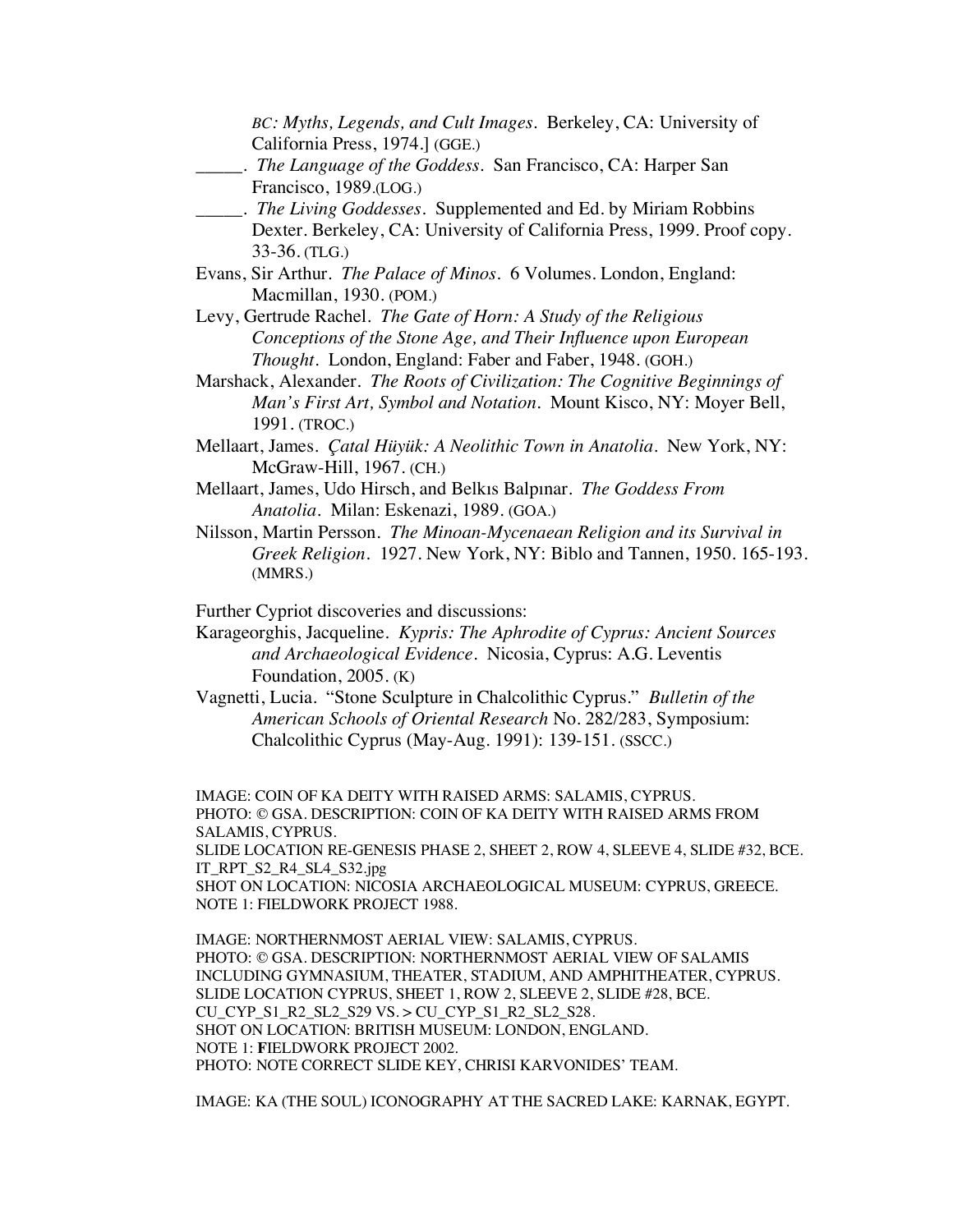*BC: Myths, Legends, and Cult Images*. Berkeley, CA: University of California Press, 1974.] (GGE.)

_____. *The Language of the Goddess*. San Francisco, CA: Harper San Francisco, 1989.(LOG.)

_____. *The Living Goddesses*. Supplemented and Ed. by Miriam Robbins Dexter. Berkeley, CA: University of California Press, 1999. Proof copy. 33-36. (TLG.)

Evans, Sir Arthur. *The Palace of Minos*. 6 Volumes. London, England: Macmillan, 1930. (POM.)

Levy, Gertrude Rachel. *The Gate of Horn: A Study of the Religious Conceptions of the Stone Age, and Their Influence upon European Thought*. London, England: Faber and Faber, 1948. (GOH.)

Marshack, Alexander. *The Roots of Civilization: The Cognitive Beginnings of Man's First Art, Symbol and Notation*. Mount Kisco, NY: Moyer Bell, 1991. (TROC.)

Mellaart, James. *Çatal Hüyük: A Neolithic Town in Anatolia*. New York, NY: McGraw-Hill, 1967. (CH.)

Mellaart, James, Udo Hirsch, and Belkıs Balpınar. *The Goddess From Anatolia*. Milan: Eskenazi, 1989. (GOA.)

Nilsson, Martin Persson. *The Minoan-Mycenaean Religion and its Survival in Greek Religion*. 1927. New York, NY: Biblo and Tannen, 1950. 165-193. (MMRS.)

Further Cypriot discoveries and discussions:

Karageorghis, Jacqueline. *Kypris: The Aphrodite of Cyprus: Ancient Sources and Archaeological Evidence*. Nicosia, Cyprus: A.G. Leventis Foundation, 2005. (K)

Vagnetti, Lucia. "Stone Sculpture in Chalcolithic Cyprus." *Bulletin of the American Schools of Oriental Research* No. 282/283, Symposium: Chalcolithic Cyprus (May-Aug. 1991): 139-151. (SSCC.)

IMAGE: COIN OF KA DEITY WITH RAISED ARMS: SALAMIS, CYPRUS.
PHOTO: © GSA. DESCRIPTION: COIN OF KA DEITY WITH RAISED ARMS FROM SALAMIS, CYPRUS.
SLIDE LOCATION RE-GENESIS PHASE 2, SHEET 2, ROW 4, SLEEVE 4, SLIDE #32, BCE.
IT_RPT_S2_R4_SL4_S32.jpg
SHOT ON LOCATION: NICOSIA ARCHAEOLOGICAL MUSEUM: CYPRUS, GREECE.
NOTE 1: FIELDWORK PROJECT 1988.

IMAGE: NORTHERNMOST AERIAL VIEW: SALAMIS, CYPRUS.
PHOTO: © GSA. DESCRIPTION: NORTHERNMOST AERIAL VIEW OF SALAMIS INCLUDING GYMNASIUM, THEATER, STADIUM, AND AMPHITHEATER, CYPRUS.
SLIDE LOCATION CYPRUS, SHEET 1, ROW 2, SLEEVE 2, SLIDE #28, BCE.
CU_CYP_S1_R2_SL2_S29 VS. > CU_CYP_S1_R2_SL2_S28.
SHOT ON LOCATION: BRITISH MUSEUM: LONDON, ENGLAND.
NOTE 1: FIELDWORK PROJECT 2002.
PHOTO: NOTE CORRECT SLIDE KEY, CHRISI KARVONIDES' TEAM.

IMAGE: KA (THE SOUL) ICONOGRAPHY AT THE SACRED LAKE: KARNAK, EGYPT.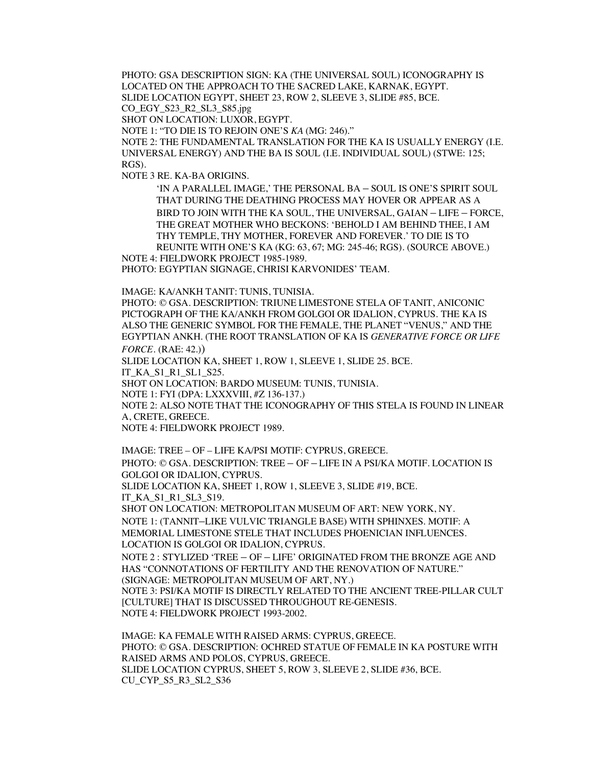PHOTO: GSA DESCRIPTION SIGN: KA (THE UNIVERSAL SOUL) ICONOGRAPHY IS LOCATED ON THE APPROACH TO THE SACRED LAKE, KARNAK, EGYPT.
SLIDE LOCATION EGYPT, SHEET 23, ROW 2, SLEEVE 3, SLIDE #85, BCE.
CO_EGY_S23_R2_SL3_S85.jpg
SHOT ON LOCATION: LUXOR, EGYPT.
NOTE 1: "TO DIE IS TO REJOIN ONE'S *KA* (MG: 246)."
NOTE 2: THE FUNDAMENTAL TRANSLATION FOR THE KA IS USUALLY ENERGY (I.E. UNIVERSAL ENERGY) AND THE BA IS SOUL (I.E. INDIVIDUAL SOUL) (STWE: 125; RGS).
NOTE 3 RE. KA-BA ORIGINS.

> 'IN A PARALLEL IMAGE,' THE PERSONAL BA – SOUL IS ONE'S SPIRIT SOUL THAT DURING THE DEATHING PROCESS MAY HOVER OR APPEAR AS A BIRD TO JOIN WITH THE KA SOUL, THE UNIVERSAL, GAIAN – LIFE – FORCE, THE GREAT MOTHER WHO BECKONS: 'BEHOLD I AM BEHIND THEE, I AM THY TEMPLE, THY MOTHER, FOREVER AND FOREVER.' TO DIE IS TO REUNITE WITH ONE'S KA (KG: 63, 67; MG: 245-46; RGS). (SOURCE ABOVE.)

NOTE 4: FIELDWORK PROJECT 1985-1989.
PHOTO: EGYPTIAN SIGNAGE, CHRISI KARVONIDES' TEAM.

IMAGE: KA/ANKH TANIT: TUNIS, TUNISIA.
PHOTO: © GSA. DESCRIPTION: TRIUNE LIMESTONE STELA OF TANIT, ANICONIC PICTOGRAPH OF THE KA/ANKH FROM GOLGOI OR IDALION, CYPRUS. THE KA IS ALSO THE GENERIC SYMBOL FOR THE FEMALE, THE PLANET "VENUS," AND THE EGYPTIAN ANKH. (THE ROOT TRANSLATION OF KA IS *GENERATIVE FORCE OR LIFE FORCE*. (RAE: 42.))
SLIDE LOCATION KA, SHEET 1, ROW 1, SLEEVE 1, SLIDE 25. BCE.
IT_KA_S1_R1_SL1_S25.
SHOT ON LOCATION: BARDO MUSEUM: TUNIS, TUNISIA.
NOTE 1: FYI (DPA: LXXXVIII, #Z 136-137.)
NOTE 2: ALSO NOTE THAT THE ICONOGRAPHY OF THIS STELA IS FOUND IN LINEAR A, CRETE, GREECE.
NOTE 4: FIELDWORK PROJECT 1989.

IMAGE: TREE – OF – LIFE KA/PSI MOTIF: CYPRUS, GREECE.
PHOTO: © GSA. DESCRIPTION: TREE – OF – LIFE IN A PSI/KA MOTIF. LOCATION IS GOLGOI OR IDALION, CYPRUS.
SLIDE LOCATION KA, SHEET 1, ROW 1, SLEEVE 3, SLIDE #19, BCE.
IT_KA_S1_R1_SL3_S19.
SHOT ON LOCATION: METROPOLITAN MUSEUM OF ART: NEW YORK, NY.
NOTE 1: (TANNIT–LIKE VULVIC TRIANGLE BASE) WITH SPHINXES. MOTIF: A MEMORIAL LIMESTONE STELE THAT INCLUDES PHOENICIAN INFLUENCES. LOCATION IS GOLGOI OR IDALION, CYPRUS.
NOTE 2 : STYLIZED 'TREE – OF – LIFE' ORIGINATED FROM THE BRONZE AGE AND HAS "CONNOTATIONS OF FERTILITY AND THE RENOVATION OF NATURE." (SIGNAGE: METROPOLITAN MUSEUM OF ART, NY.)
NOTE 3: PSI/KA MOTIF IS DIRECTLY RELATED TO THE ANCIENT TREE-PILLAR CULT [CULTURE] THAT IS DISCUSSED THROUGHOUT RE-GENESIS.
NOTE 4: FIELDWORK PROJECT 1993-2002.

IMAGE: KA FEMALE WITH RAISED ARMS: CYPRUS, GREECE.
PHOTO: © GSA. DESCRIPTION: OCHRED STATUE OF FEMALE IN KA POSTURE WITH RAISED ARMS AND POLOS, CYPRUS, GREECE.
SLIDE LOCATION CYPRUS, SHEET 5, ROW 3, SLEEVE 2, SLIDE #36, BCE.
CU_CYP_S5_R3_SL2_S36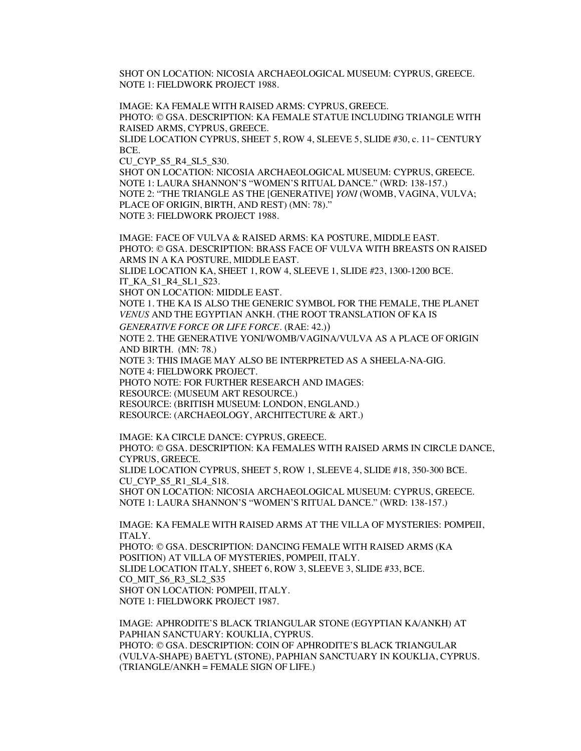SHOT ON LOCATION: NICOSIA ARCHAEOLOGICAL MUSEUM: CYPRUS, GREECE.
NOTE 1: FIELDWORK PROJECT 1988.

IMAGE: KA FEMALE WITH RAISED ARMS: CYPRUS, GREECE.
PHOTO: © GSA. DESCRIPTION: KA FEMALE STATUE INCLUDING TRIANGLE WITH RAISED ARMS, CYPRUS, GREECE.
SLIDE LOCATION CYPRUS, SHEET 5, ROW 4, SLEEVE 5, SLIDE #30, c. 11TH CENTURY BCE.
CU_CYP_S5_R4_SL5_S30.
SHOT ON LOCATION: NICOSIA ARCHAEOLOGICAL MUSEUM: CYPRUS, GREECE.
NOTE 1: LAURA SHANNON'S "WOMEN'S RITUAL DANCE." (WRD: 138-157.)
NOTE 2: "THE TRIANGLE AS THE [GENERATIVE] *YONI* (WOMB, VAGINA, VULVA; PLACE OF ORIGIN, BIRTH, AND REST) (MN: 78)."
NOTE 3: FIELDWORK PROJECT 1988.

IMAGE: FACE OF VULVA & RAISED ARMS: KA POSTURE, MIDDLE EAST.
PHOTO: © GSA. DESCRIPTION: BRASS FACE OF VULVA WITH BREASTS ON RAISED ARMS IN A KA POSTURE, MIDDLE EAST.
SLIDE LOCATION KA, SHEET 1, ROW 4, SLEEVE 1, SLIDE #23, 1300-1200 BCE.
IT_KA_S1_R4_SL1_S23.
SHOT ON LOCATION: MIDDLE EAST.
NOTE 1. THE KA IS ALSO THE GENERIC SYMBOL FOR THE FEMALE, THE PLANET *VENUS* AND THE EGYPTIAN ANKH. (THE ROOT TRANSLATION OF KA IS *GENERATIVE FORCE OR LIFE FORCE*. (RAE: 42.))
NOTE 2. THE GENERATIVE YONI/WOMB/VAGINA/VULVA AS A PLACE OF ORIGIN AND BIRTH. (MN: 78.)
NOTE 3: THIS IMAGE MAY ALSO BE INTERPRETED AS A SHEELA-NA-GIG.
NOTE 4: FIELDWORK PROJECT.
PHOTO NOTE: FOR FURTHER RESEARCH AND IMAGES:
RESOURCE: (MUSEUM ART RESOURCE.)
RESOURCE: (BRITISH MUSEUM: LONDON, ENGLAND.)
RESOURCE: (ARCHAEOLOGY, ARCHITECTURE & ART.)

IMAGE: KA CIRCLE DANCE: CYPRUS, GREECE.
PHOTO: © GSA. DESCRIPTION: KA FEMALES WITH RAISED ARMS IN CIRCLE DANCE, CYPRUS, GREECE.
SLIDE LOCATION CYPRUS, SHEET 5, ROW 1, SLEEVE 4, SLIDE #18, 350-300 BCE.
CU_CYP_S5_R1_SL4_S18.
SHOT ON LOCATION: NICOSIA ARCHAEOLOGICAL MUSEUM: CYPRUS, GREECE.
NOTE 1: LAURA SHANNON'S "WOMEN'S RITUAL DANCE." (WRD: 138-157.)

IMAGE: KA FEMALE WITH RAISED ARMS AT THE VILLA OF MYSTERIES: POMPEII, ITALY.
PHOTO: © GSA. DESCRIPTION: DANCING FEMALE WITH RAISED ARMS (KA POSITION) AT VILLA OF MYSTERIES, POMPEII, ITALY.
SLIDE LOCATION ITALY, SHEET 6, ROW 3, SLEEVE 3, SLIDE #33, BCE.
CO_MIT_S6_R3_SL2_S35
SHOT ON LOCATION: POMPEII, ITALY.
NOTE 1: FIELDWORK PROJECT 1987.

IMAGE: APHRODITE'S BLACK TRIANGULAR STONE (EGYPTIAN KA/ANKH) AT PAPHIAN SANCTUARY: KOUKLIA, CYPRUS.
PHOTO: © GSA. DESCRIPTION: COIN OF APHRODITE'S BLACK TRIANGULAR (VULVA-SHAPE) BAETYL (STONE), PAPHIAN SANCTUARY IN KOUKLIA, CYPRUS. (TRIANGLE/ANKH = FEMALE SIGN OF LIFE.)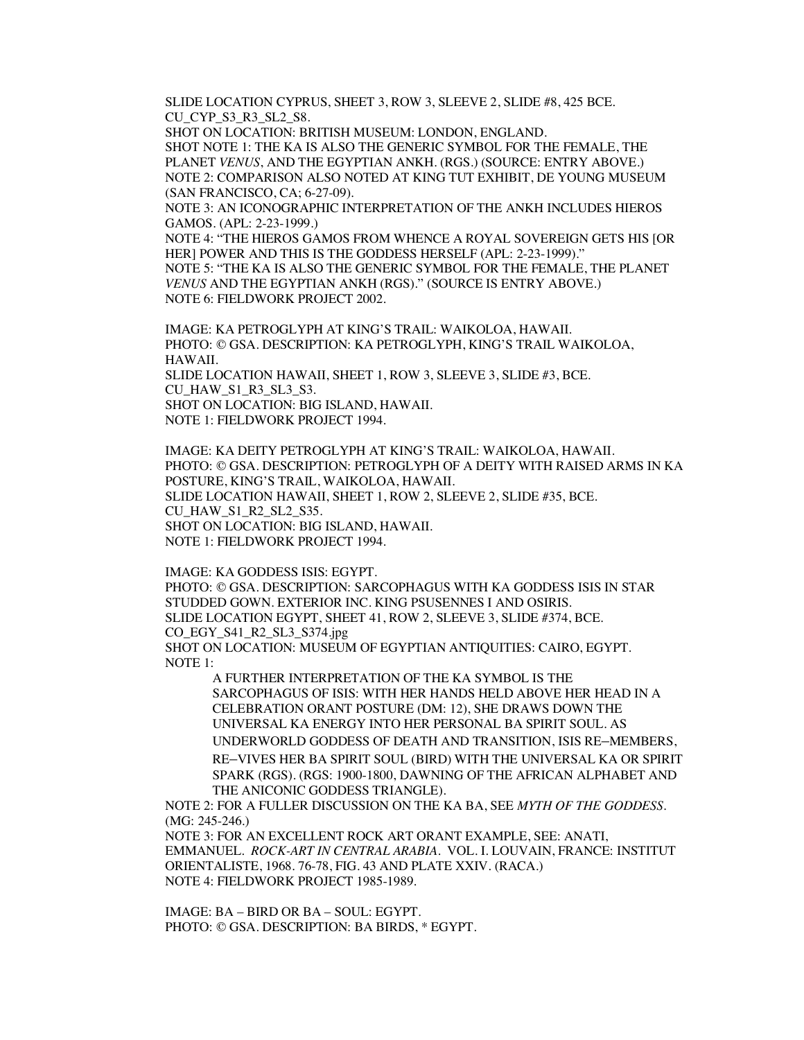SLIDE LOCATION CYPRUS, SHEET 3, ROW 3, SLEEVE 2, SLIDE #8, 425 BCE.
CU_CYP_S3_R3_SL2_S8.
SHOT ON LOCATION: BRITISH MUSEUM: LONDON, ENGLAND.
SHOT NOTE 1: THE KA IS ALSO THE GENERIC SYMBOL FOR THE FEMALE, THE PLANET *VENUS*, AND THE EGYPTIAN ANKH. (RGS.) (SOURCE: ENTRY ABOVE.)
NOTE 2: COMPARISON ALSO NOTED AT KING TUT EXHIBIT, DE YOUNG MUSEUM (SAN FRANCISCO, CA; 6-27-09).
NOTE 3: AN ICONOGRAPHIC INTERPRETATION OF THE ANKH INCLUDES HIEROS GAMOS. (APL: 2-23-1999.)
NOTE 4: "THE HIEROS GAMOS FROM WHENCE A ROYAL SOVEREIGN GETS HIS [OR HER] POWER AND THIS IS THE GODDESS HERSELF (APL: 2-23-1999)."
NOTE 5: "THE KA IS ALSO THE GENERIC SYMBOL FOR THE FEMALE, THE PLANET *VENUS* AND THE EGYPTIAN ANKH (RGS)." (SOURCE IS ENTRY ABOVE.)
NOTE 6: FIELDWORK PROJECT 2002.

IMAGE: KA PETROGLYPH AT KING'S TRAIL: WAIKOLOA, HAWAII.
PHOTO: © GSA. DESCRIPTION: KA PETROGLYPH, KING'S TRAIL WAIKOLOA, HAWAII.
SLIDE LOCATION HAWAII, SHEET 1, ROW 3, SLEEVE 3, SLIDE #3, BCE.
CU_HAW_S1_R3_SL3_S3.
SHOT ON LOCATION: BIG ISLAND, HAWAII.
NOTE 1: FIELDWORK PROJECT 1994.

IMAGE: KA DEITY PETROGLYPH AT KING'S TRAIL: WAIKOLOA, HAWAII.
PHOTO: © GSA. DESCRIPTION: PETROGLYPH OF A DEITY WITH RAISED ARMS IN KA POSTURE, KING'S TRAIL, WAIKOLOA, HAWAII.
SLIDE LOCATION HAWAII, SHEET 1, ROW 2, SLEEVE 2, SLIDE #35, BCE.
CU_HAW_S1_R2_SL2_S35.
SHOT ON LOCATION: BIG ISLAND, HAWAII.
NOTE 1: FIELDWORK PROJECT 1994.

IMAGE: KA GODDESS ISIS: EGYPT.
PHOTO: © GSA. DESCRIPTION: SARCOPHAGUS WITH KA GODDESS ISIS IN STAR STUDDED GOWN. EXTERIOR INC. KING PSUSENNES I AND OSIRIS.
SLIDE LOCATION EGYPT, SHEET 41, ROW 2, SLEEVE 3, SLIDE #374, BCE.
CO_EGY_S41_R2_SL3_S374.jpg
SHOT ON LOCATION: MUSEUM OF EGYPTIAN ANTIQUITIES: CAIRO, EGYPT.
NOTE 1:

> A FURTHER INTERPRETATION OF THE KA SYMBOL IS THE SARCOPHAGUS OF ISIS: WITH HER HANDS HELD ABOVE HER HEAD IN A CELEBRATION ORANT POSTURE (DM: 12), SHE DRAWS DOWN THE UNIVERSAL KA ENERGY INTO HER PERSONAL BA SPIRIT SOUL. AS UNDERWORLD GODDESS OF DEATH AND TRANSITION, ISIS RE–MEMBERS, RE–VIVES HER BA SPIRIT SOUL (BIRD) WITH THE UNIVERSAL KA OR SPIRIT SPARK (RGS). (RGS: 1900-1800, DAWNING OF THE AFRICAN ALPHABET AND THE ANICONIC GODDESS TRIANGLE).

NOTE 2: FOR A FULLER DISCUSSION ON THE KA BA, SEE *MYTH OF THE GODDESS*. (MG: 245-246.)
NOTE 3: FOR AN EXCELLENT ROCK ART ORANT EXAMPLE, SEE: ANATI, EMMANUEL. *ROCK-ART IN CENTRAL ARABIA*. VOL. I. LOUVAIN, FRANCE: INSTITUT ORIENTALISTE, 1968. 76-78, FIG. 43 AND PLATE XXIV. (RACA.)
NOTE 4: FIELDWORK PROJECT 1985-1989.

IMAGE: BA – BIRD OR BA – SOUL: EGYPT.
PHOTO: © GSA. DESCRIPTION: BA BIRDS, * EGYPT.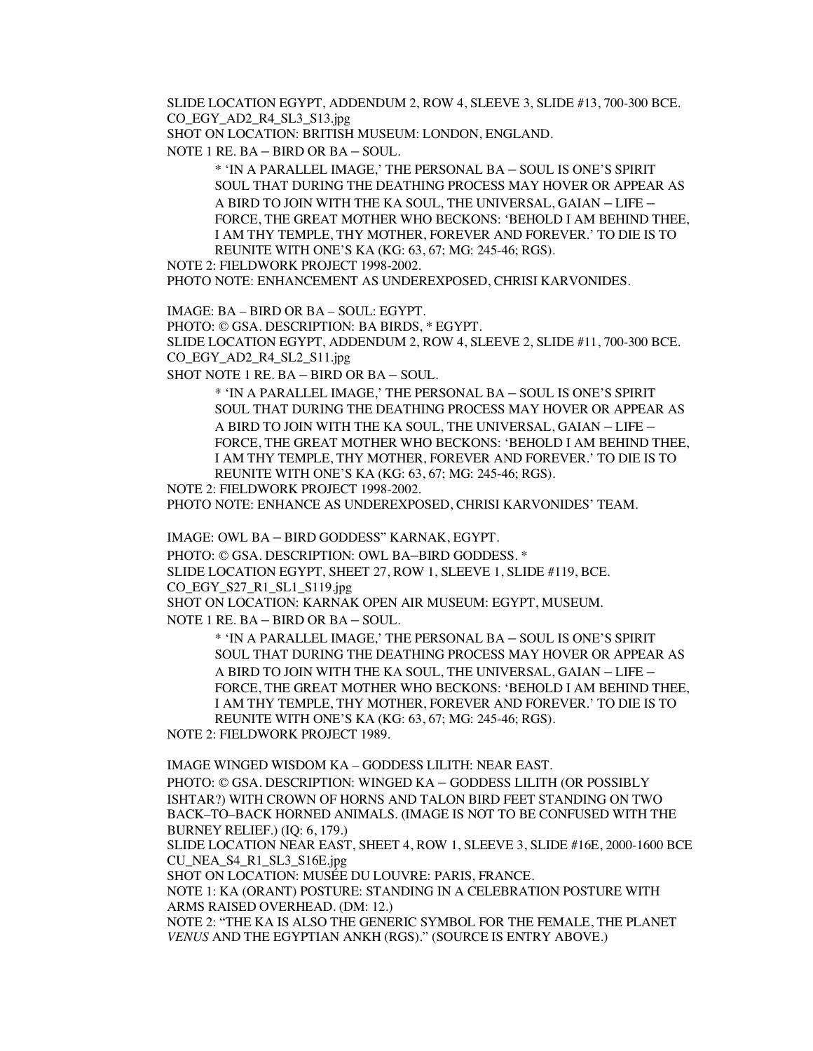SLIDE LOCATION EGYPT, ADDENDUM 2, ROW 4, SLEEVE 3, SLIDE #13, 700-300 BCE.
CO_EGY_AD2_R4_SL3_S13.jpg
SHOT ON LOCATION: BRITISH MUSEUM: LONDON, ENGLAND.
NOTE 1 RE. BA – BIRD OR BA – SOUL.

> * 'IN A PARALLEL IMAGE,' THE PERSONAL BA – SOUL IS ONE'S SPIRIT SOUL THAT DURING THE DEATHING PROCESS MAY HOVER OR APPEAR AS A BIRD TO JOIN WITH THE KA SOUL, THE UNIVERSAL, GAIAN – LIFE – FORCE, THE GREAT MOTHER WHO BECKONS: 'BEHOLD I AM BEHIND THEE, I AM THY TEMPLE, THY MOTHER, FOREVER AND FOREVER.' TO DIE IS TO REUNITE WITH ONE'S KA (KG: 63, 67; MG: 245-46; RGS).

NOTE 2: FIELDWORK PROJECT 1998-2002.
PHOTO NOTE: ENHANCEMENT AS UNDEREXPOSED, CHRISI KARVONIDES.

IMAGE: BA – BIRD OR BA – SOUL: EGYPT.
PHOTO: © GSA. DESCRIPTION: BA BIRDS, * EGYPT.
SLIDE LOCATION EGYPT, ADDENDUM 2, ROW 4, SLEEVE 2, SLIDE #11, 700-300 BCE.
CO_EGY_AD2_R4_SL2_S11.jpg
SHOT NOTE 1 RE. BA – BIRD OR BA – SOUL.

> * 'IN A PARALLEL IMAGE,' THE PERSONAL BA – SOUL IS ONE'S SPIRIT SOUL THAT DURING THE DEATHING PROCESS MAY HOVER OR APPEAR AS A BIRD TO JOIN WITH THE KA SOUL, THE UNIVERSAL, GAIAN – LIFE – FORCE, THE GREAT MOTHER WHO BECKONS: 'BEHOLD I AM BEHIND THEE, I AM THY TEMPLE, THY MOTHER, FOREVER AND FOREVER.' TO DIE IS TO REUNITE WITH ONE'S KA (KG: 63, 67; MG: 245-46; RGS).

NOTE 2: FIELDWORK PROJECT 1998-2002.
PHOTO NOTE: ENHANCE AS UNDEREXPOSED, CHRISI KARVONIDES' TEAM.

IMAGE: OWL BA – BIRD GODDESS" KARNAK, EGYPT.
PHOTO: © GSA. DESCRIPTION: OWL BA–BIRD GODDESS. *
SLIDE LOCATION EGYPT, SHEET 27, ROW 1, SLEEVE 1, SLIDE #119, BCE.
CO_EGY_S27_R1_SL1_S119.jpg
SHOT ON LOCATION: KARNAK OPEN AIR MUSEUM: EGYPT, MUSEUM.
NOTE 1 RE. BA – BIRD OR BA – SOUL.

> * 'IN A PARALLEL IMAGE,' THE PERSONAL BA – SOUL IS ONE'S SPIRIT SOUL THAT DURING THE DEATHING PROCESS MAY HOVER OR APPEAR AS A BIRD TO JOIN WITH THE KA SOUL, THE UNIVERSAL, GAIAN – LIFE – FORCE, THE GREAT MOTHER WHO BECKONS: 'BEHOLD I AM BEHIND THEE, I AM THY TEMPLE, THY MOTHER, FOREVER AND FOREVER.' TO DIE IS TO REUNITE WITH ONE'S KA (KG: 63, 67; MG: 245-46; RGS).

NOTE 2: FIELDWORK PROJECT 1989.

IMAGE WINGED WISDOM KA – GODDESS LILITH: NEAR EAST.
PHOTO: © GSA. DESCRIPTION: WINGED KA – GODDESS LILITH (OR POSSIBLY ISHTAR?) WITH CROWN OF HORNS AND TALON BIRD FEET STANDING ON TWO BACK–TO–BACK HORNED ANIMALS. (IMAGE IS NOT TO BE CONFUSED WITH THE BURNEY RELIEF.) (IQ: 6, 179.)
SLIDE LOCATION NEAR EAST, SHEET 4, ROW 1, SLEEVE 3, SLIDE #16E, 2000-1600 BCE
CU_NEA_S4_R1_SL3_S16E.jpg
SHOT ON LOCATION: MUSÉE DU LOUVRE: PARIS, FRANCE.
NOTE 1: KA (ORANT) POSTURE: STANDING IN A CELEBRATION POSTURE WITH ARMS RAISED OVERHEAD. (DM: 12.)
NOTE 2: "THE KA IS ALSO THE GENERIC SYMBOL FOR THE FEMALE, THE PLANET *VENUS* AND THE EGYPTIAN ANKH (RGS)." (SOURCE IS ENTRY ABOVE.)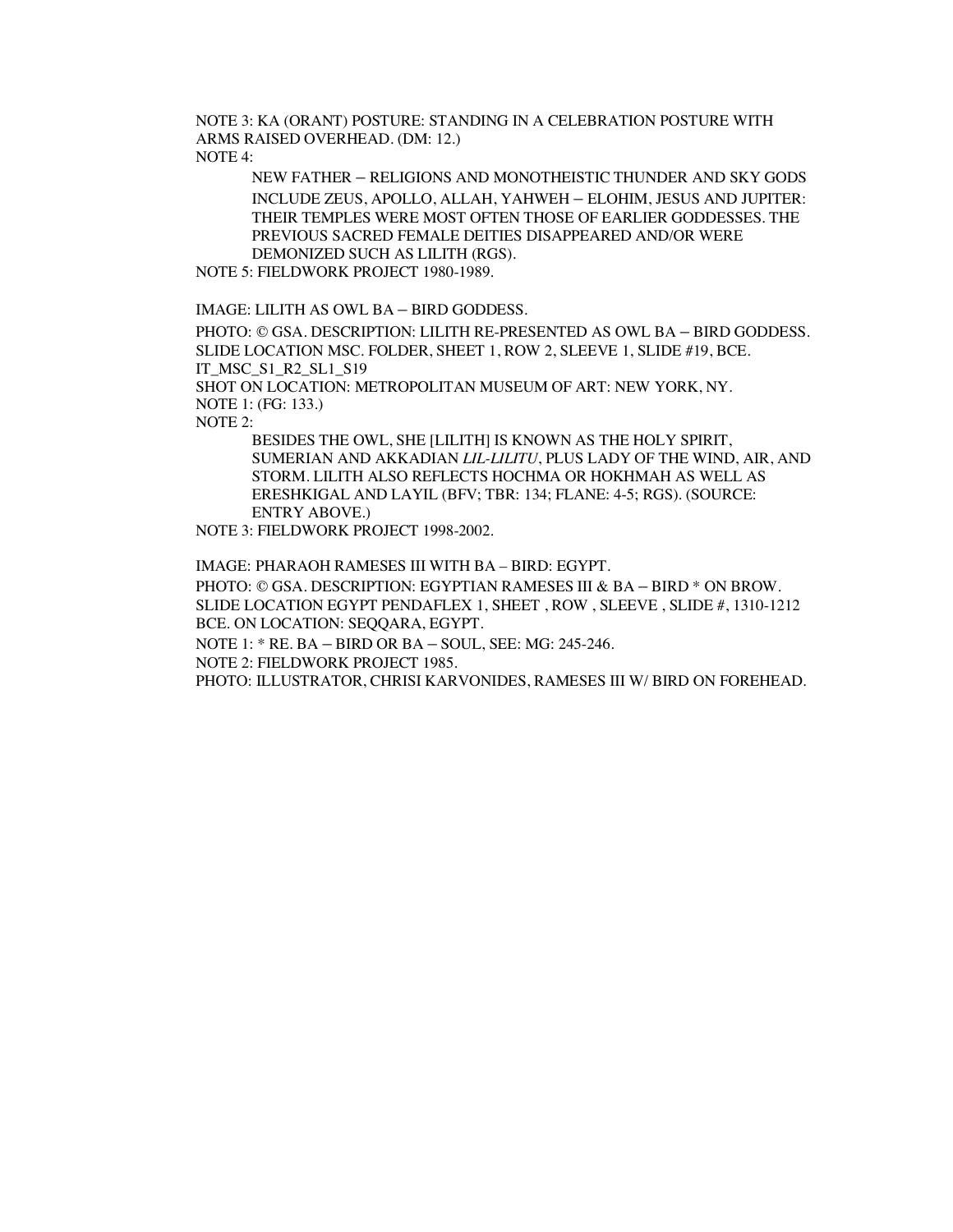NOTE 3: KA (ORANT) POSTURE: STANDING IN A CELEBRATION POSTURE WITH ARMS RAISED OVERHEAD. (DM: 12.)

NOTE 4:

> NEW FATHER – RELIGIONS AND MONOTHEISTIC THUNDER AND SKY GODS INCLUDE ZEUS, APOLLO, ALLAH, YAHWEH – ELOHIM, JESUS AND JUPITER: THEIR TEMPLES WERE MOST OFTEN THOSE OF EARLIER GODDESSES. THE PREVIOUS SACRED FEMALE DEITIES DISAPPEARED AND/OR WERE DEMONIZED SUCH AS LILITH (RGS).

NOTE 5: FIELDWORK PROJECT 1980-1989.

IMAGE: LILITH AS OWL BA – BIRD GODDESS.

PHOTO: © GSA. DESCRIPTION: LILITH RE-PRESENTED AS OWL BA – BIRD GODDESS. SLIDE LOCATION MSC. FOLDER, SHEET 1, ROW 2, SLEEVE 1, SLIDE #19, BCE. IT_MSC_S1_R2_SL1_S19

SHOT ON LOCATION: METROPOLITAN MUSEUM OF ART: NEW YORK, NY.

NOTE 1: (FG: 133.)

NOTE 2:

> BESIDES THE OWL, SHE [LILITH] IS KNOWN AS THE HOLY SPIRIT, SUMERIAN AND AKKADIAN *LIL-LILITU*, PLUS LADY OF THE WIND, AIR, AND STORM. LILITH ALSO REFLECTS HOCHMA OR HOKHMAH AS WELL AS ERESHKIGAL AND LAYIL (BFV; TBR: 134; FLANE: 4-5; RGS). (SOURCE: ENTRY ABOVE.)

NOTE 3: FIELDWORK PROJECT 1998-2002.

IMAGE: PHARAOH RAMESES III WITH BA – BIRD: EGYPT.

PHOTO: © GSA. DESCRIPTION: EGYPTIAN RAMESES III & BA – BIRD * ON BROW. SLIDE LOCATION EGYPT PENDAFLEX 1, SHEET , ROW , SLEEVE , SLIDE #, 1310-1212 BCE. ON LOCATION: SEQQARA, EGYPT.

NOTE 1: * RE. BA – BIRD OR BA – SOUL, SEE: MG: 245-246.

NOTE 2: FIELDWORK PROJECT 1985.

PHOTO: ILLUSTRATOR, CHRISI KARVONIDES, RAMESES III W/ BIRD ON FOREHEAD.